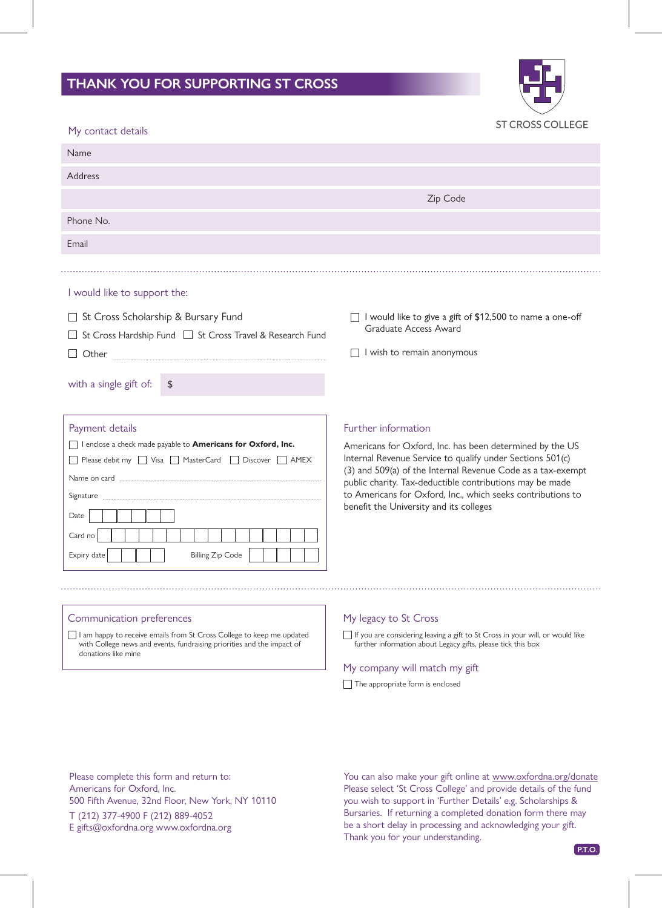# THANK YOU FOR SUPPORTING ST CROSS

ST CROSS COLLEGE

## My contact details

Name

Address

Zip Code

Phone No.

Email

## I would like to support the:

- ☐ St Cross Scholarship & Bursary Fund
- ☐ St Cross Hardship Fund ☐ St Cross Travel & Research Fund
- ☐ Other ..............................................................

with a single gift of: $

- ☐ I would like to give a gift of $12,500 to name a one-off Graduate Access Award
- ☐ I wish to remain anonymous

## Payment details

☐ I enclose a check made payable to **Americans for Oxford, Inc.**

☐ Please debit my ☐ Visa ☐ MasterCard ☐ Discover ☐ AMEX

Name on card ..............................................................

Signature ..............................................................

Date

Card no

Expiry date Billing Zip Code

## Further information

Americans for Oxford, Inc. has been determined by the US Internal Revenue Service to qualify under Sections 501(c)(3) and 509(a) of the Internal Revenue Code as a tax-exempt public charity. Tax-deductible contributions may be made to Americans for Oxford, Inc., which seeks contributions to benefit the University and its colleges

## Communication preferences

☐ I am happy to receive emails from St Cross College to keep me updated with College news and events, fundraising priorities and the impact of donations like mine

## My legacy to St Cross

☐ If you are considering leaving a gift to St Cross in your will, or would like further information about Legacy gifts, please tick this box

## My company will match my gift

☐ The appropriate form is enclosed

Please complete this form and return to:
Americans for Oxford, Inc.
500 Fifth Avenue, 32nd Floor, New York, NY 10110
T (212) 377-4900 F (212) 889-4052
E gifts@oxfordna.org www.oxfordna.org

You can also make your gift online at www.oxfordna.org/donate Please select 'St Cross College' and provide details of the fund you wish to support in 'Further Details' e.g. Scholarships & Bursaries. If returning a completed donation form there may be a short delay in processing and acknowledging your gift. Thank you for your understanding.

P.T.O.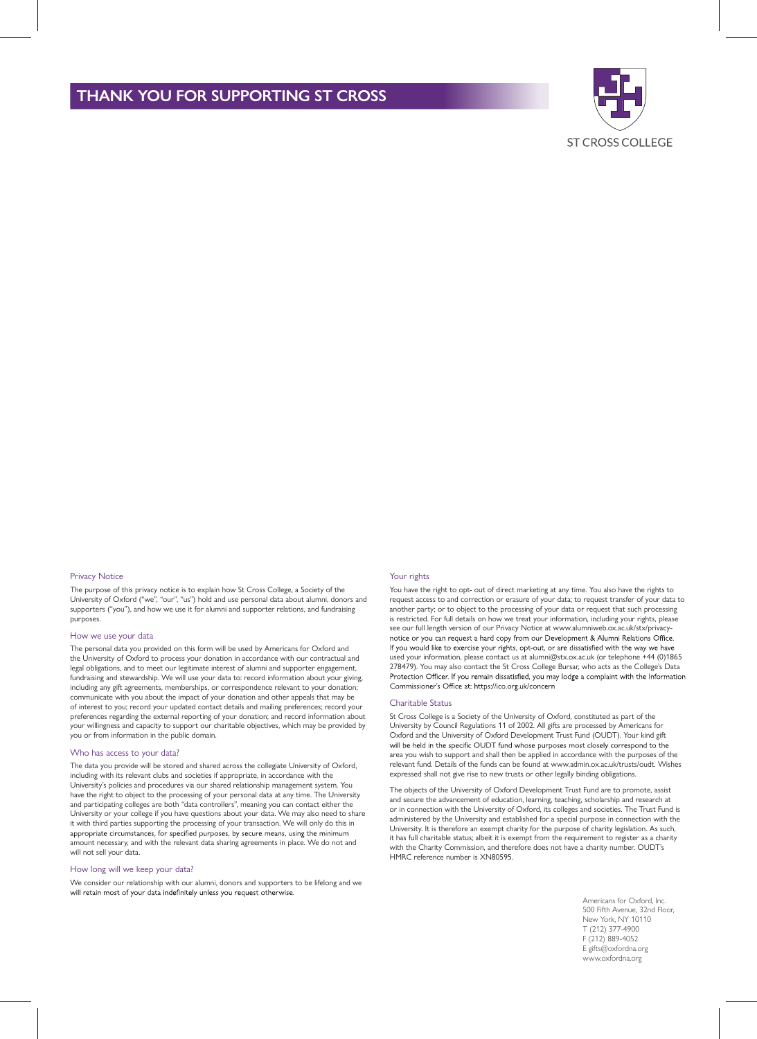# THANK YOU FOR SUPPORTING ST CROSS

ST CROSS COLLEGE

## Privacy Notice

The purpose of this privacy notice is to explain how St Cross College, a Society of the University of Oxford ("we", "our", "us") hold and use personal data about alumni, donors and supporters ("you"), and how we use it for alumni and supporter relations, and fundraising purposes.

## How we use your data

The personal data you provided on this form will be used by Americans for Oxford and the University of Oxford to process your donation in accordance with our contractual and legal obligations, and to meet our legitimate interest of alumni and supporter engagement, fundraising and stewardship. We will use your data to: record information about your giving, including any gift agreements, memberships, or correspondence relevant to your donation; communicate with you about the impact of your donation and other appeals that may be of interest to you; record your updated contact details and mailing preferences; record your preferences regarding the external reporting of your donation; and record information about your willingness and capacity to support our charitable objectives, which may be provided by you or from information in the public domain.

## Who has access to your data?

The data you provide will be stored and shared across the collegiate University of Oxford, including with its relevant clubs and societies if appropriate, in accordance with the University's policies and procedures via our shared relationship management system. You have the right to object to the processing of your personal data at any time. The University and participating colleges are both "data controllers", meaning you can contact either the University or your college if you have questions about your data. We may also need to share it with third parties supporting the processing of your transaction. We will only do this in appropriate circumstances, for specified purposes, by secure means, using the minimum amount necessary, and with the relevant data sharing agreements in place. We do not and will not sell your data.

## How long will we keep your data?

We consider our relationship with our alumni, donors and supporters to be lifelong and we will retain most of your data indefinitely unless you request otherwise.

## Your rights

You have the right to opt- out of direct marketing at any time. You also have the rights to request access to and correction or erasure of your data; to request transfer of your data to another party; or to object to the processing of your data or request that such processing is restricted. For full details on how we treat your information, including your rights, please see our full length version of our Privacy Notice at www.alumniweb.ox.ac.uk/stx/privacy-notice or you can request a hard copy from our Development & Alumni Relations Office. If you would like to exercise your rights, opt-out, or are dissatisfied with the way we have used your information, please contact us at alumni@stx.ox.ac.uk (or telephone +44 (0)1865 278479). You may also contact the St Cross College Bursar, who acts as the College's Data Protection Officer. If you remain dissatisfied, you may lodge a complaint with the Information Commissioner's Office at: https://ico.org.uk/concern

## Charitable Status

St Cross College is a Society of the University of Oxford, constituted as part of the University by Council Regulations 11 of 2002. All gifts are processed by Americans for Oxford and the University of Oxford Development Trust Fund (OUDT). Your kind gift will be held in the specific OUDT fund whose purposes most closely correspond to the area you wish to support and shall then be applied in accordance with the purposes of the relevant fund. Details of the funds can be found at www.admin.ox.ac.uk/trusts/oudt. Wishes expressed shall not give rise to new trusts or other legally binding obligations.

The objects of the University of Oxford Development Trust Fund are to promote, assist and secure the advancement of education, learning, teaching, scholarship and research at or in connection with the University of Oxford, its colleges and societies. The Trust Fund is administered by the University and established for a special purpose in connection with the University. It is therefore an exempt charity for the purpose of charity legislation. As such, it has full charitable status; albeit it is exempt from the requirement to register as a charity with the Charity Commission, and therefore does not have a charity number. OUDT's HMRC reference number is XN80595.

Americans for Oxford, Inc.
500 Fifth Avenue, 32nd Floor,
New York, NY 10110
T (212) 377-4900
F (212) 889-4052
E gifts@oxfordna.org
www.oxfordna.org